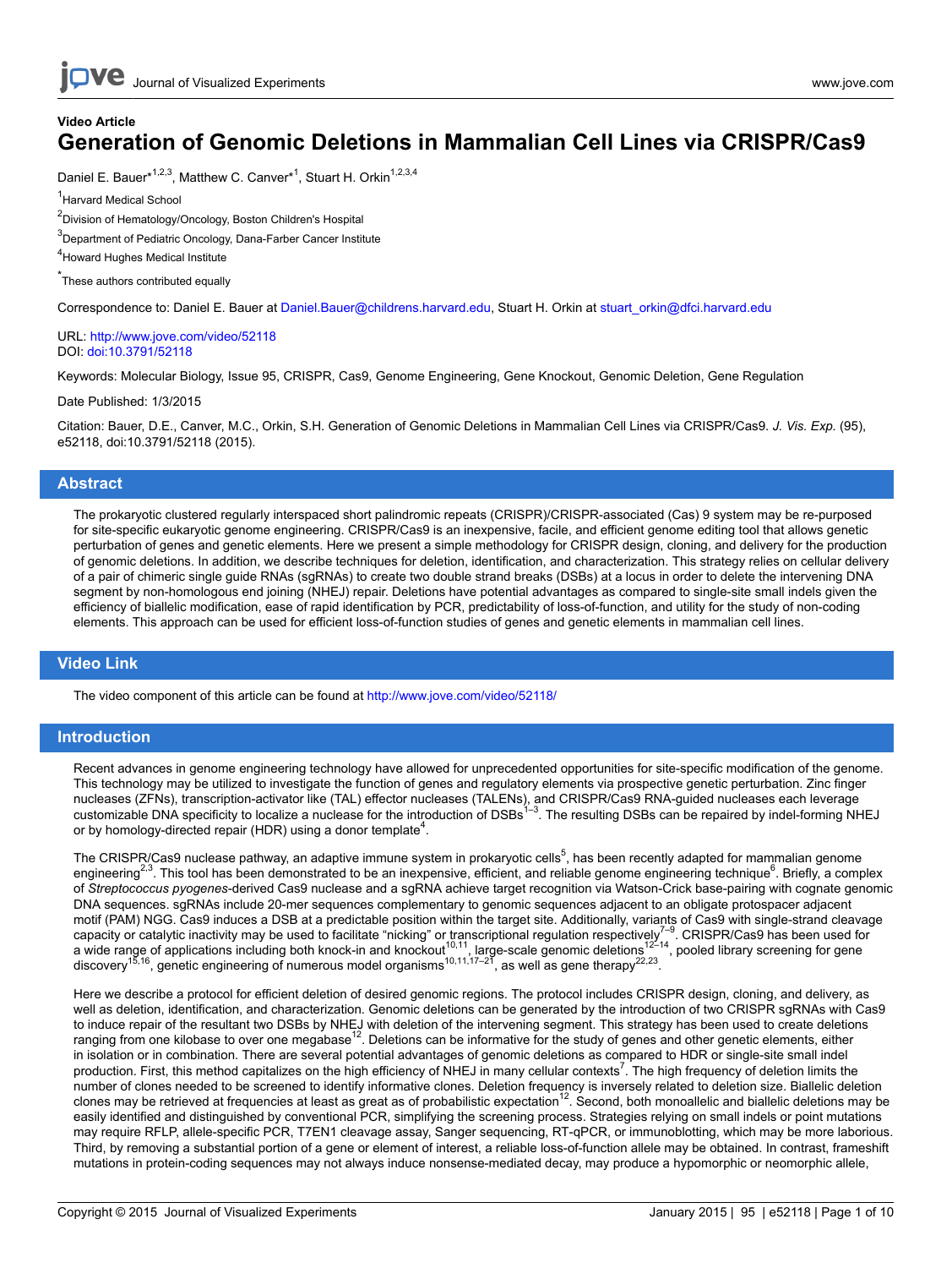**Video Article**

# Generation of Genomic Deletions in Mammalian Cell Lines via CRISPR/Cas9

Daniel E. Bauer*[1,2,3], Matthew C. Canver*[1], Stuart H. Orkin[1,2,3,4]

[1]Harvard Medical School

[2]Division of Hematology/Oncology, Boston Children's Hospital

[3]Department of Pediatric Oncology, Dana-Farber Cancer Institute

[4]Howard Hughes Medical Institute

*These authors contributed equally

Correspondence to: Daniel E. Bauer at Daniel.Bauer@childrens.harvard.edu, Stuart H. Orkin at stuart_orkin@dfci.harvard.edu

URL: http://www.jove.com/video/52118
DOI: doi:10.3791/52118

Keywords: Molecular Biology, Issue 95, CRISPR, Cas9, Genome Engineering, Gene Knockout, Genomic Deletion, Gene Regulation

Date Published: 1/3/2015

Citation: Bauer, D.E., Canver, M.C., Orkin, S.H. Generation of Genomic Deletions in Mammalian Cell Lines via CRISPR/Cas9. *J. Vis. Exp.* (95), e52118, doi:10.3791/52118 (2015).

## Abstract

The prokaryotic clustered regularly interspaced short palindromic repeats (CRISPR)/CRISPR-associated (Cas) 9 system may be re-purposed for site-specific eukaryotic genome engineering. CRISPR/Cas9 is an inexpensive, facile, and efficient genome editing tool that allows genetic perturbation of genes and regulatory elements via prospective genetic perturbation. Here we present a simple methodology for CRISPR design, cloning, and delivery for the production of genomic deletions. In addition, we describe techniques for deletion, identification, and characterization. This strategy relies on cellular delivery of a pair of chimeric single guide RNAs (sgRNAs) to create two double strand breaks (DSBs) at a locus in order to delete the intervening DNA segment by non-homologous end joining (NHEJ) repair. Deletions have potential advantages as compared to single-site small indels given the efficiency of biallelic modification, ease of rapid identification by PCR, predictability of loss-of-function, and utility for the study of non-coding elements. This approach can be used for efficient loss-of-function studies of genes and genetic elements in mammalian cell lines.

## Video Link

The video component of this article can be found at http://www.jove.com/video/52118/

## Introduction

Recent advances in genome engineering technology have allowed for unprecedented opportunities for site-specific modification of the genome. This technology may be utilized to investigate the function of genes and regulatory elements via prospective genetic perturbation. Zinc finger nucleases (ZFNs), transcription-activator like (TAL) effector nucleases (TALENs), and CRISPR/Cas9 RNA-guided nucleases each leverage customizable DNA specificity to localize a nuclease for the introduction of DSBs[1–3]. The resulting DSBs can be repaired by indel-forming NHEJ or by homology-directed repair (HDR) using a donor template[4].

The CRISPR/Cas9 nuclease pathway, an adaptive immune system in prokaryotic cells[5], has been recently adapted for mammalian genome engineering[2,3]. This tool has been demonstrated to be an inexpensive, efficient, and reliable genome engineering technique[6]. Briefly, a complex of *Streptococcus pyogenes*-derived Cas9 nuclease and a sgRNA achieve target recognition via Watson-Crick base-pairing with cognate genomic DNA sequences. sgRNAs include 20-mer sequences complementary to genomic sequences adjacent to an obligate protospacer adjacent motif (PAM) NGG. Cas9 induces a DSB at a predictable position within the target site. Additionally, variants of Cas9 with single-strand cleavage capacity or catalytic inactivity may be used to facilitate "nicking" or transcriptional regulation respectively[7–9]. CRISPR/Cas9 has been used for a wide range of applications including both knock-in and knockout[10,11], large-scale genomic deletions[12–14], pooled library screening for gene discovery[15,16], genetic engineering of numerous model organisms[10,11,17–21], as well as gene therapy[22,23].

Here we describe a protocol for efficient deletion of desired genomic regions. The protocol includes CRISPR design, cloning, and delivery, as well as deletion, identification, and characterization. Genomic deletions can be generated by the introduction of two CRISPR sgRNAs with Cas9 to induce repair of the resultant two DSBs by NHEJ with deletion of the intervening segment. This strategy has been used to create deletions ranging from one kilobase to over one megabase[12]. Deletions can be informative for the study of genes and other genetic elements, either in isolation or in combination. There are several potential advantages of genomic deletions as compared to HDR or single-site small indel production. First, this method capitalizes on the high efficiency of NHEJ in many cellular contexts[7]. The high frequency of deletion limits the number of clones needed to be screened to identify informative clones. Deletion frequency is inversely related to deletion size. Biallelic deletion clones may be retrieved at frequencies at least as great as of probabilistic expectation[12]. Second, both monoallelic and biallelic deletions may be easily identified and distinguished by conventional PCR, simplifying the screening process. Strategies relying on small indels or point mutations may require RFLP, allele-specific PCR, T7EN1 cleavage assay, Sanger sequencing, RT-qPCR, or immunoblotting, which may be more laborious. Third, by removing a substantial portion of a gene or element of interest, a reliable loss-of-function allele may be obtained. In contrast, frameshift mutations in protein-coding sequences may not always induce nonsense-mediated decay, may produce a hypomorphic or neomorphic allele,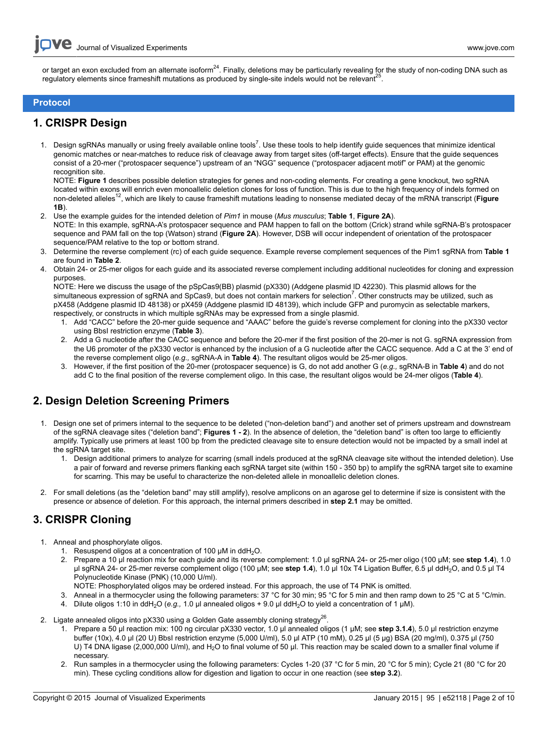or target an exon excluded from an alternate isoform[24]. Finally, deletions may be particularly revealing for the study of non-coding DNA such as regulatory elements since frameshift mutations as produced by single-site indels would not be relevant[25].

## Protocol

## 1. CRISPR Design

1. Design sgRNAs manually or using freely available online tools[7]. Use these tools to help identify guide sequences that minimize identical genomic matches or near-matches to reduce risk of cleavage away from target sites (off-target effects). Ensure that the guide sequences consist of a 20-mer ("protospacer sequence") upstream of an "NGG" sequence ("protospacer adjacent motif" or PAM) at the genomic recognition site.
   NOTE: **Figure 1** describes possible deletion strategies for genes and non-coding elements. For creating a gene knockout, two sgRNA located within exons will enrich even monoallelic deletion clones for loss of function. This is due to the high frequency of indels formed on non-deleted alleles[12], which are likely to cause frameshift mutations leading to nonsense mediated decay of the mRNA transcript (**Figure 1B**).
2. Use the example guides for the intended deletion of *Pim1* in mouse (*Mus musculus*; **Table 1**, **Figure 2A**).
   NOTE: In this example, sgRNA-A's protospacer sequence and PAM happen to fall on the bottom (Crick) strand while sgRNA-B's protospacer sequence and PAM fall on the top (Watson) strand (**Figure 2A**). However, DSB will occur independent of orientation of the protospacer sequence/PAM relative to the top or bottom strand.
3. Determine the reverse complement (rc) of each guide sequence. Example reverse complement sequences of the Pim1 sgRNA from **Table 1** are found in **Table 2**.
4. Obtain 24- or 25-mer oligos for each guide and its associated reverse complement including additional nucleotides for cloning and expression purposes.
   NOTE: Here we discuss the usage of the pSpCas9(BB) plasmid (pX330) (Addgene plasmid ID 42230). This plasmid allows for the simultaneous expression of sgRNA and SpCas9, but does not contain markers for selection[7]. Other constructs may be utilized, such as pX458 (Addgene plasmid ID 48138) or pX459 (Addgene plasmid ID 48139), which include GFP and puromycin as selectable markers, respectively, or constructs in which multiple sgRNAs may be expressed from a single plasmid.
   1. Add "CACC" before the 20-mer guide sequence and "AAAC" before the guide's reverse complement for cloning into the pX330 vector using BbsI restriction enzyme (**Table 3**).
   2. Add a G nucleotide after the CACC sequence and before the 20-mer if the first position of the 20-mer is not G. sgRNA expression from the U6 promoter of the pX330 vector is enhanced by the inclusion of a G nucleotide after the CACC sequence. Add a C at the 3' end of the reverse complement oligo (*e.g.,* sgRNA-A in **Table 4**). The resultant oligos would be 25-mer oligos.
   3. However, if the first position of the 20-mer (protospacer sequence) is G, do not add another G (*e.g.,* sgRNA-B in **Table 4**) and do not add C to the final position of the reverse complement oligo. In this case, the resultant oligos would be 24-mer oligos (**Table 4**).

## 2. Design Deletion Screening Primers

1. Design one set of primers internal to the sequence to be deleted ("non-deletion band") and another set of primers upstream and downstream of the sgRNA cleavage sites ("deletion band"; **Figures 1 - 2**). In the absence of deletion, the "deletion band" is often too large to efficiently amplify. Typically use primers at least 100 bp from the predicted cleavage site to ensure detection would not be impacted by a small indel at the sgRNA target site.
   1. Design additional primers to analyze for scarring (small indels produced at the sgRNA cleavage site without the intended deletion). Use a pair of forward and reverse primers flanking each sgRNA target site (within 150 - 350 bp) to amplify the sgRNA target site to examine for scarring. This may be useful to characterize the non-deleted allele in monoallelic deletion clones.
2. For small deletions (as the "deletion band" may still amplify), resolve amplicons on an agarose gel to determine if size is consistent with the presence or absence of deletion. For this approach, the internal primers described in **step 2.1** may be omitted.

## 3. CRISPR Cloning

1. Anneal and phosphorylate oligos.
   1. Resuspend oligos at a concentration of 100 µM in $ddH_2O$.
   2. Prepare a 10 µl reaction mix for each guide and its reverse complement: 1.0 µl sgRNA 24- or 25-mer oligo (100 µM; see **step 1.4**), 1.0 µl sgRNA 24- or 25-mer reverse complement oligo (100 µM; see **step 1.4**), 1.0 µl 10x T4 Ligation Buffer, 6.5 µl $ddH_2O$, and 0.5 µl T4 Polynucleotide Kinase (PNK) (10,000 U/ml).
      NOTE: Phosphorylated oligos may be ordered instead. For this approach, the use of T4 PNK is omitted.
   3. Anneal in a thermocycler using the following parameters: 37 °C for 30 min; 95 °C for 5 min and then ramp down to 25 °C at 5 °C/min.
   4. Dilute oligos 1:10 in $ddH_2O$ (*e.g.,* 1.0 µl annealed oligos + 9.0 µl $ddH_2O$ to yield a concentration of 1 µM).
2. Ligate annealed oligos into pX330 using a Golden Gate assembly cloning strategy[26].
   1. Prepare a 50 µl reaction mix: 100 ng circular pX330 vector, 1.0 µl annealed oligos (1 µM; see **step 3.1.4**), 5.0 µl restriction enzyme buffer (10x), 4.0 µl (20 U) BbsI restriction enzyme (5,000 U/ml), 5.0 µl ATP (10 mM), 0.25 µl (5 µg) BSA (20 mg/ml), 0.375 µl (750 U) T4 DNA ligase (2,000,000 U/ml), and $H_2O$ to final volume of 50 µl. This reaction may be scaled down to a smaller final volume if necessary.
   2. Run samples in a thermocycler using the following parameters: Cycles 1-20 (37 °C for 5 min, 20 °C for 5 min); Cycle 21 (80 °C for 20 min). These cycling conditions allow for digestion and ligation to occur in one reaction (see **step 3.2**).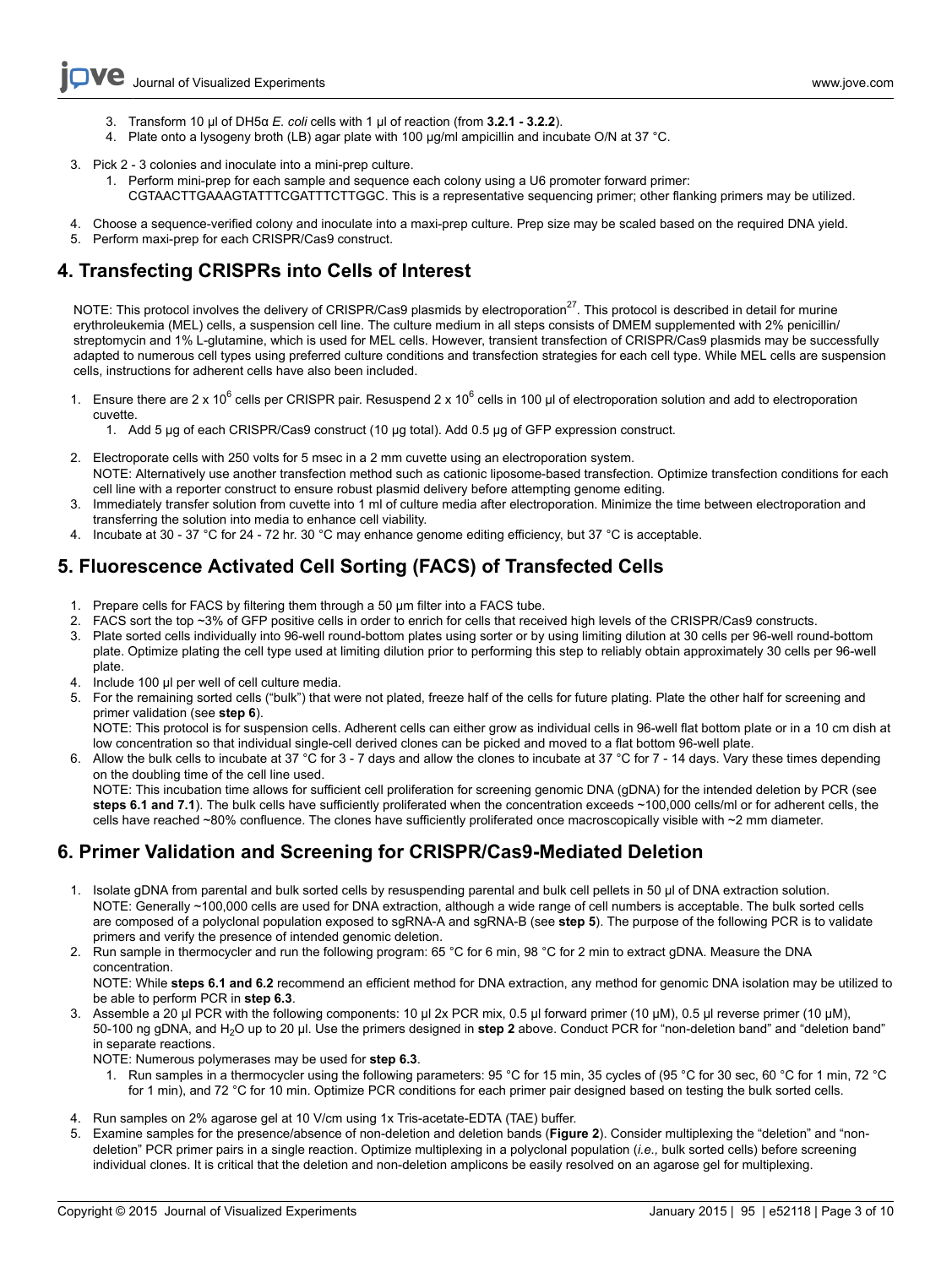3. Transform 10 µl of DH5α *E. coli* cells with 1 µl of reaction (from **3.2.1 - 3.2.2**).
4. Plate onto a lysogeny broth (LB) agar plate with 100 µg/ml ampicillin and incubate O/N at 37 °C.

3. Pick 2 - 3 colonies and inoculate into a mini-prep culture.
    1. Perform mini-prep for each sample and sequence each colony using a U6 promoter forward primer: CGTAACTTGAAAGTATTTCGATTTCTTGGC. This is a representative sequencing primer; other flanking primers may be utilized.
4. Choose a sequence-verified colony and inoculate into a maxi-prep culture. Prep size may be scaled based on the required DNA yield.
5. Perform maxi-prep for each CRISPR/Cas9 construct.

## 4. Transfecting CRISPRs into Cells of Interest

NOTE: This protocol involves the delivery of CRISPR/Cas9 plasmids by electroporation[27]. This protocol is described in detail for murine erythroleukemia (MEL) cells, a suspension cell line. The culture medium in all steps consists of DMEM supplemented with 2% penicillin/streptomycin and 1% L-glutamine, which is used for MEL cells. However, transient transfection of CRISPR/Cas9 plasmids may be successfully adapted to numerous cell types using preferred culture conditions and transfection strategies for each cell type. While MEL cells are suspension cells, instructions for adherent cells have also been included.

1. Ensure there are 2 x $10^6$ cells per CRISPR pair. Resuspend 2 x $10^6$ cells in 100 µl of electroporation solution and add to electroporation cuvette.
    1. Add 5 µg of each CRISPR/Cas9 construct (10 µg total). Add 0.5 µg of GFP expression construct.
2. Electroporate cells with 250 volts for 5 msec in a 2 mm cuvette using an electroporation system.
NOTE: Alternatively use another transfection method such as cationic liposome-based transfection. Optimize transfection conditions for each cell line with a reporter construct to ensure robust plasmid delivery before attempting genome editing.
3. Immediately transfer solution from cuvette into 1 ml of culture media after electroporation. Minimize the time between electroporation and transferring the solution into media to enhance cell viability.
4. Incubate at 30 - 37 °C for 24 - 72 hr. 30 °C may enhance genome editing efficiency, but 37 °C is acceptable.

## 5. Fluorescence Activated Cell Sorting (FACS) of Transfected Cells

1. Prepare cells for FACS by filtering them through a 50 µm filter into a FACS tube.
2. FACS sort the top ~3% of GFP positive cells in order to enrich for cells that received high levels of the CRISPR/Cas9 constructs.
3. Plate sorted cells individually into 96-well round-bottom plates using sorter or by using limiting dilution at 30 cells per 96-well round-bottom plate. Optimize plating the cell type used at limiting dilution prior to performing this step to reliably obtain approximately 30 cells per 96-well plate.
4. Include 100 µl per well of cell culture media.
5. For the remaining sorted cells ("bulk") that were not plated, freeze half of the cells for future plating. Plate the other half for screening and primer validation (see **step 6**).
NOTE: This protocol is for suspension cells. Adherent cells can either grow as individual cells in 96-well flat bottom plate or in a 10 cm dish at low concentration so that individual single-cell derived clones can be picked and moved to a flat bottom 96-well plate.
6. Allow the bulk cells to incubate at 37 °C for 3 - 7 days and allow the clones to incubate at 37 °C for 7 - 14 days. Vary these times depending on the doubling time of the cell line used.
NOTE: This incubation time allows for sufficient cell proliferation for screening genomic DNA (gDNA) for the intended deletion by PCR (see **steps 6.1 and 7.1**). The bulk cells have sufficiently proliferated when the concentration exceeds ~100,000 cells/ml or for adherent cells, the cells have reached ~80% confluence. The clones have sufficiently proliferated once macroscopically visible with ~2 mm diameter.

## 6. Primer Validation and Screening for CRISPR/Cas9-Mediated Deletion

1. Isolate gDNA from parental and bulk sorted cells by resuspending parental and bulk cell pellets in 50 µl of DNA extraction solution.
NOTE: Generally ~100,000 cells are used for DNA extraction, although a wide range of cell numbers is acceptable. The bulk sorted cells are composed of a polyclonal population exposed to sgRNA-A and sgRNA-B (see **step 5**). The purpose of the following PCR is to validate primers and verify the presence of intended genomic deletion.
2. Run sample in thermocycler and run the following program: 65 °C for 6 min, 98 °C for 2 min to extract gDNA. Measure the DNA concentration.
NOTE: While **steps 6.1 and 6.2** recommend an efficient method for DNA extraction, any method for genomic DNA isolation may be utilized to be able to perform PCR in **step 6.3**.
3. Assemble a 20 µl PCR with the following components: 10 µl 2x PCR mix, 0.5 µl forward primer (10 µM), 0.5 µl reverse primer (10 µM), 50-100 ng gDNA, and $H_2O$ up to 20 µl. Use the primers designed in **step 2** above. Conduct PCR for "non-deletion band" and "deletion band" in separate reactions.
NOTE: Numerous polymerases may be used for **step 6.3**.
    1. Run samples in a thermocycler using the following parameters: 95 °C for 15 min, 35 cycles of (95 °C for 30 sec, 60 °C for 1 min, 72 °C for 1 min), and 72 °C for 10 min. Optimize PCR conditions for each primer pair designed based on testing the bulk sorted cells.
4. Run samples on 2% agarose gel at 10 V/cm using 1x Tris-acetate-EDTA (TAE) buffer.
5. Examine samples for the presence/absence of non-deletion and deletion bands (**Figure 2**). Consider multiplexing the "deletion" and "non-deletion" PCR primer pairs in a single reaction. Optimize multiplexing in a polyclonal population (*i.e.,* bulk sorted cells) before screening individual clones. It is critical that the deletion and non-deletion amplicons be easily resolved on an agarose gel for multiplexing.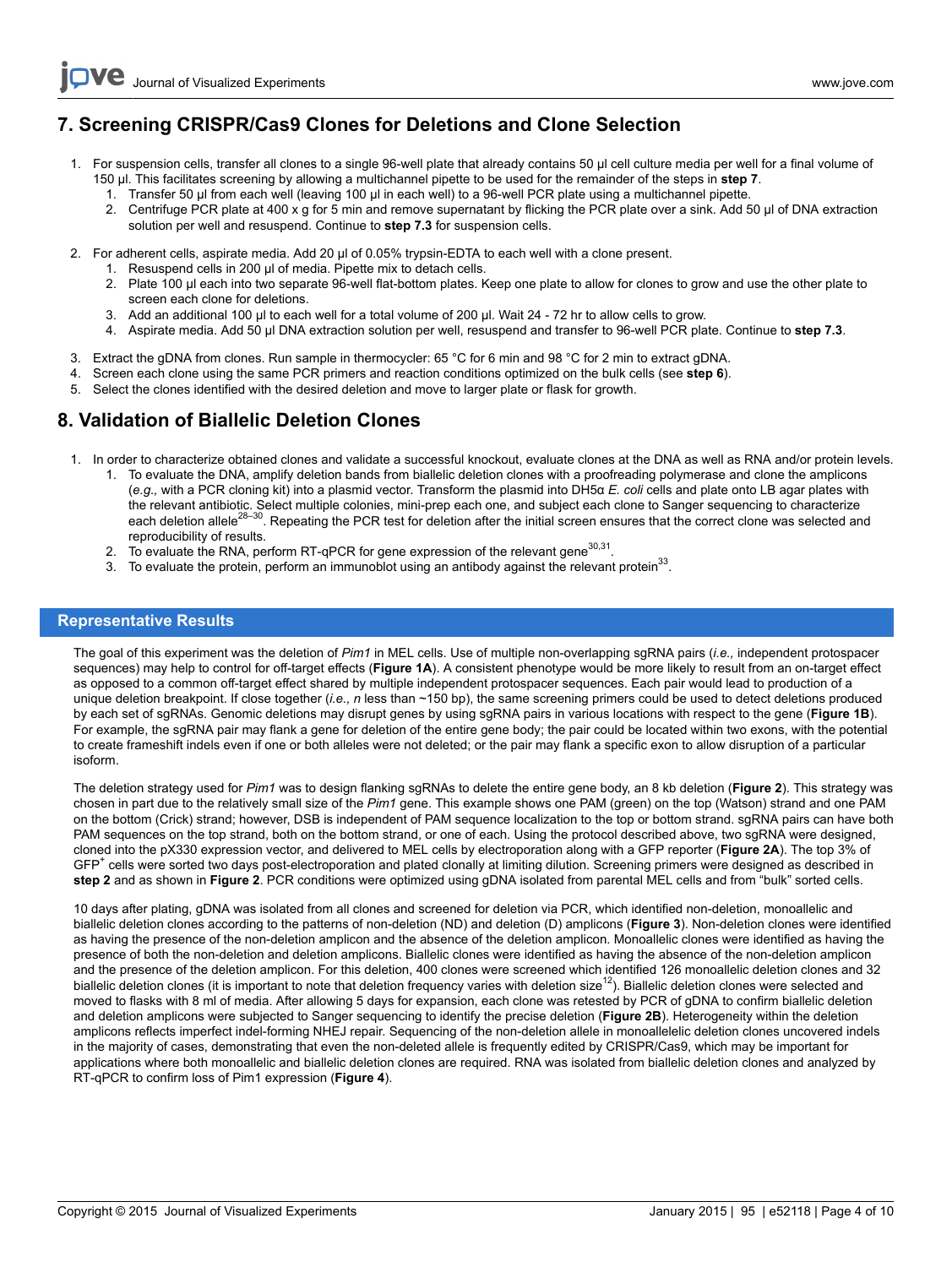## 7. Screening CRISPR/Cas9 Clones for Deletions and Clone Selection

1. For suspension cells, transfer all clones to a single 96-well plate that already contains 50 µl cell culture media per well for a final volume of 150 µl. This facilitates screening by allowing a multichannel pipette to be used for the remainder of the steps in **step 7**.
    1. Transfer 50 µl from each well (leaving 100 µl in each well) to a 96-well PCR plate using a multichannel pipette.
    2. Centrifuge PCR plate at 400 x g for 5 min and remove supernatant by flicking the PCR plate over a sink. Add 50 µl of DNA extraction solution per well and resuspend. Continue to **step 7.3** for suspension cells.
2. For adherent cells, aspirate media. Add 20 µl of 0.05% trypsin-EDTA to each well with a clone present.
    1. Resuspend cells in 200 µl of media. Pipette mix to detach cells.
    2. Plate 100 µl each into two separate 96-well flat-bottom plates. Keep one plate to allow for clones to grow and use the other plate to screen each clone for deletions.
    3. Add an additional 100 µl to each well for a total volume of 200 µl. Wait 24 - 72 hr to allow cells to grow.
    4. Aspirate media. Add 50 µl DNA extraction solution per well, resuspend and transfer to 96-well PCR plate. Continue to **step 7.3**.
3. Extract the gDNA from clones. Run sample in thermocycler: 65 °C for 6 min and 98 °C for 2 min to extract gDNA.
4. Screen each clone using the same PCR primers and reaction conditions optimized on the bulk cells (see **step 6**).
5. Select the clones identified with the desired deletion and move to larger plate or flask for growth.

## 8. Validation of Biallelic Deletion Clones

1. In order to characterize obtained clones and validate a successful knockout, evaluate clones at the DNA as well as RNA and/or protein levels.
    1. To evaluate the DNA, amplify deletion bands from biallelic deletion clones with a proofreading polymerase and clone the amplicons (*e.g.,* with a PCR cloning kit) into a plasmid vector. Transform the plasmid into DH5α *E. coli* cells and plate onto LB agar plates with the relevant antibiotic. Select multiple colonies, mini-prep each one, and subject each clone to Sanger sequencing to characterize each deletion allele[28–30]. Repeating the PCR test for deletion after the initial screen ensures that the correct clone was selected and reproducibility of results.
    2. To evaluate the RNA, perform RT-qPCR for gene expression of the relevant gene[30,31].
    3. To evaluate the protein, perform an immunoblot using an antibody against the relevant protein[33].

## Representative Results

The goal of this experiment was the deletion of *Pim1* in MEL cells. Use of multiple non-overlapping sgRNA pairs (*i.e.,* independent protospacer sequences) may help to control for off-target effects (**Figure 1A**). A consistent phenotype would be more likely to result from an on-target effect as opposed to a common off-target effect shared by multiple independent protospacer sequences. Each pair would lead to production of a unique deletion breakpoint. If close together (*i.e., n* less than ~150 bp), the same screening primers could be used to detect deletions produced by each set of sgRNAs. Genomic deletions may disrupt genes by using sgRNA pairs in various locations with respect to the gene (**Figure 1B**). For example, the sgRNA pair may flank a gene for deletion of the entire gene body; the pair could be located within two exons, with the potential to create frameshift indels even if one or both alleles were not deleted; or the pair may flank a specific exon to allow disruption of a particular isoform.

The deletion strategy used for *Pim1* was to design flanking sgRNAs to delete the entire gene body, an 8 kb deletion (**Figure 2**). This strategy was chosen in part due to the relatively small size of the *Pim1* gene. This example shows one PAM (green) on the top (Watson) strand and one PAM on the bottom (Crick) strand; however, DSB is independent of PAM sequence localization to the top or bottom strand. sgRNA pairs can have both PAM sequences on the top strand, both on the bottom strand, or one of each. Using the protocol described above, two sgRNA were designed, cloned into the pX330 expression vector, and delivered to MEL cells by electroporation along with a GFP reporter (**Figure 2A**). The top 3% of $GFP^+$ cells were sorted two days post-electroporation and plated clonally at limiting dilution. Screening primers were designed as described in **step 2** and as shown in **Figure 2**. PCR conditions were optimized using gDNA isolated from parental MEL cells and from "bulk" sorted cells.

10 days after plating, gDNA was isolated from all clones and screened for deletion via PCR, which identified non-deletion, monoallelic and biallelic deletion clones according to the patterns of non-deletion (ND) and deletion (D) amplicons (**Figure 3**). Non-deletion clones were identified as having the presence of the non-deletion amplicon and the absence of the deletion amplicon. Monoallelic clones were identified as having the presence of both the non-deletion and deletion amplicons. Biallelic clones were identified as having the absence of the non-deletion amplicon and the presence of the deletion amplicon. For this deletion, 400 clones were screened which identified 126 monoallelic deletion clones and 32 biallelic deletion clones (it is important to note that deletion frequency varies with deletion size[12]). Biallelic deletion clones were selected and moved to flasks with 8 ml of media. After allowing 5 days for expansion, each clone was retested by PCR of gDNA to confirm biallelic deletion and deletion amplicons were subjected to Sanger sequencing to identify the precise deletion (**Figure 2B**). Heterogeneity within the deletion amplicons reflects imperfect indel-forming NHEJ repair. Sequencing of the non-deletion allele in monoallelelic deletion clones uncovered indels in the majority of cases, demonstrating that even the non-deleted allele is frequently edited by CRISPR/Cas9, which may be important for applications where both monoallelic and biallelic deletion clones are required. RNA was isolated from biallelic deletion clones and analyzed by RT-qPCR to confirm loss of Pim1 expression (**Figure 4**).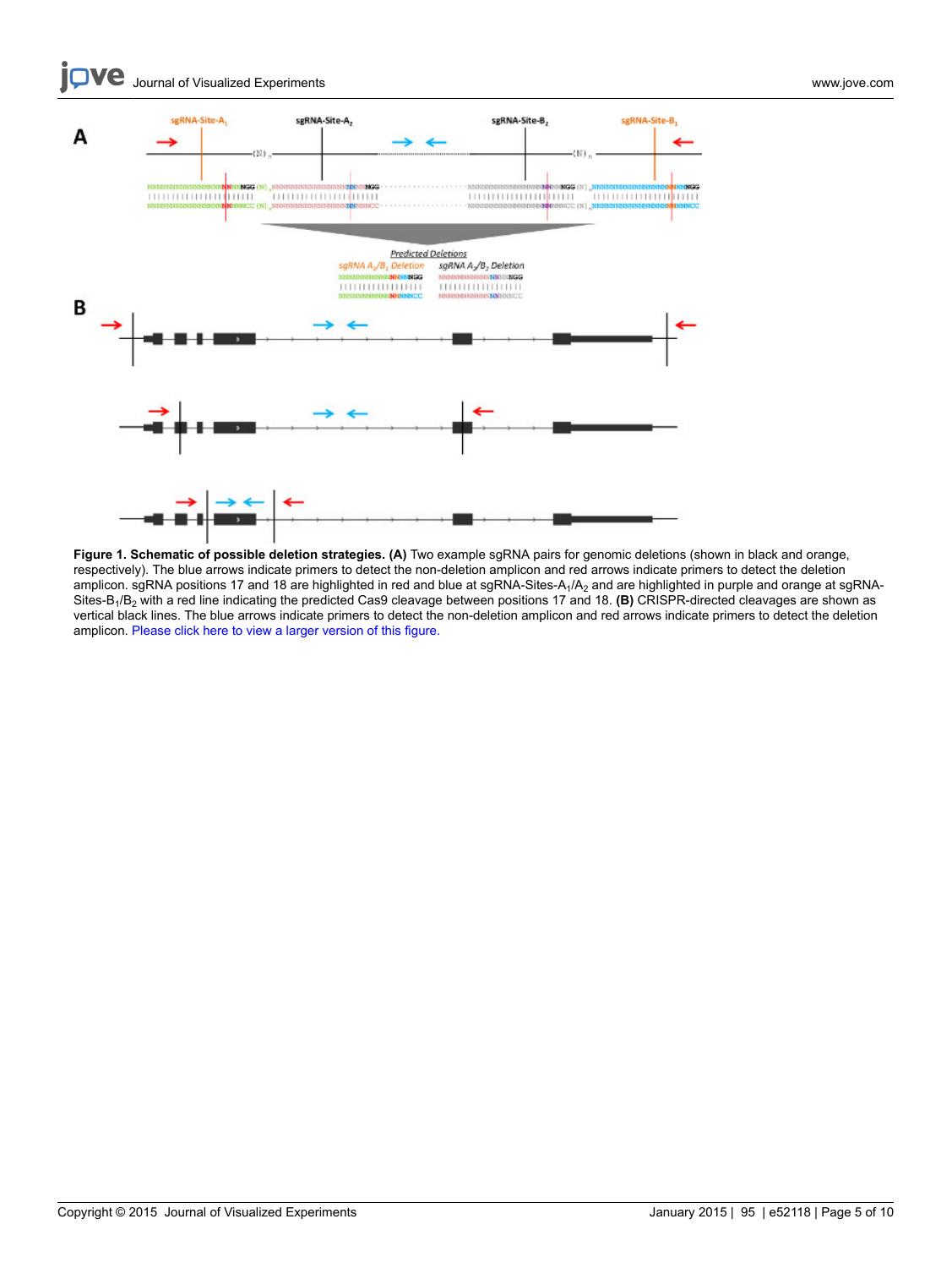**Figure 1. Schematic of possible deletion strategies. (A)** Two example sgRNA pairs for genomic deletions (shown in black and orange, respectively). The blue arrows indicate primers to detect the non-deletion amplicon and red arrows indicate primers to detect the deletion amplicon. sgRNA positions 17 and 18 are highlighted in red and blue at sgRNA-Sites-$A_1/A_2$ and are highlighted in purple and orange at sgRNA-Sites-$B_1/B_2$ with a red line indicating the predicted Cas9 cleavage between positions 17 and 18. **(B)** CRISPR-directed cleavages are shown as vertical black lines. The blue arrows indicate primers to detect the non-deletion amplicon and red arrows indicate primers to detect the deletion amplicon. Please click here to view a larger version of this figure.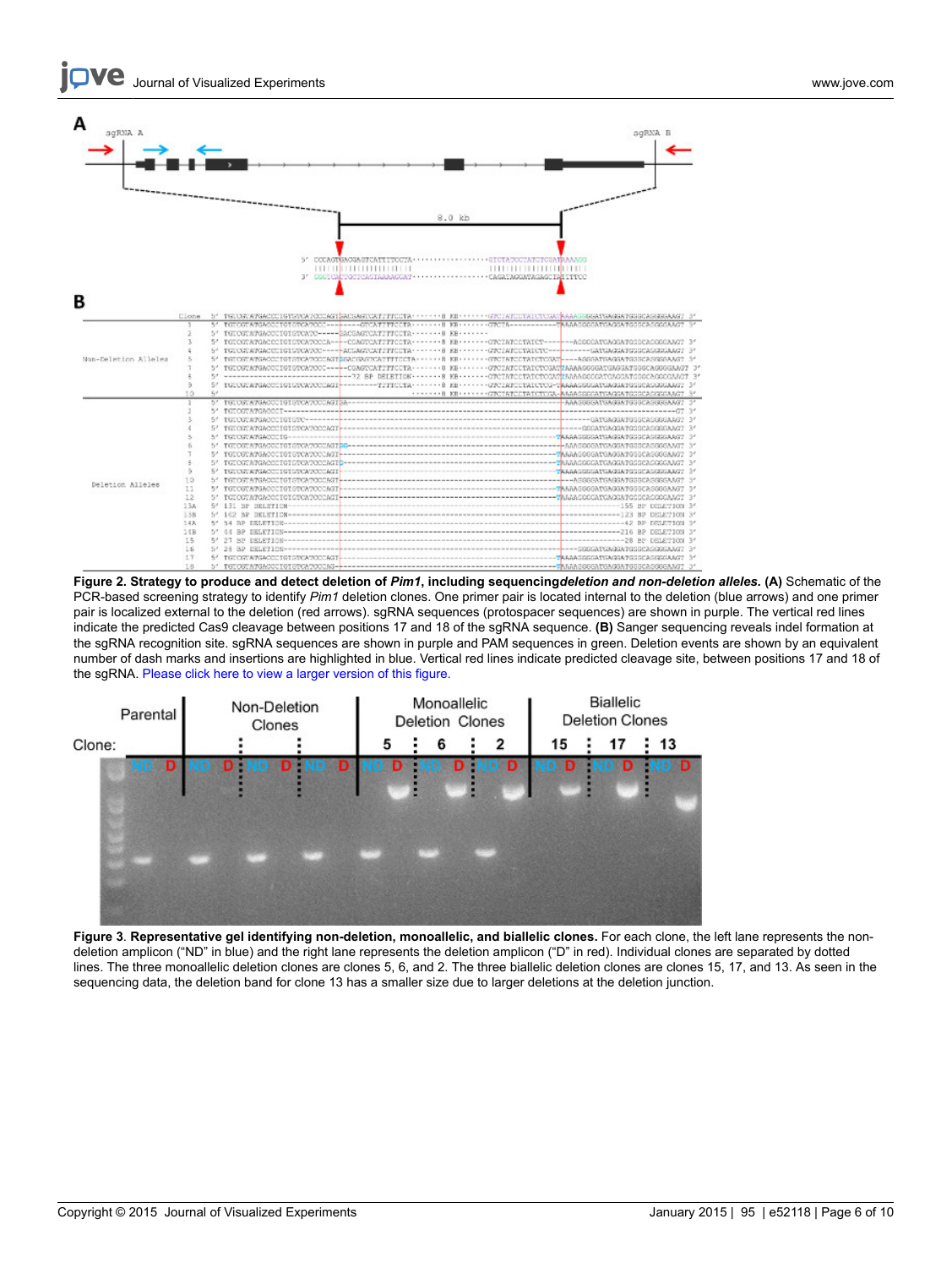**Figure 2. Strategy to produce and detect deletion of *Pim1*, including sequencing*deletion and non-deletion alleles.* (A)** Schematic of the PCR-based screening strategy to identify *Pim1* deletion clones. One primer pair is located internal to the deletion (blue arrows) and one primer pair is localized external to the deletion (red arrows). sgRNA sequences (protospacer sequences) are shown in purple. The vertical red lines indicate the predicted Cas9 cleavage between positions 17 and 18 of the sgRNA sequence. **(B)** Sanger sequencing reveals indel formation at the sgRNA recognition site. sgRNA sequences are shown in purple and PAM sequences in green. Deletion events are shown by an equivalent number of dash marks and insertions are highlighted in blue. Vertical red lines indicate predicted cleavage site, between positions 17 and 18 of the sgRNA. Please click here to view a larger version of this figure.

**Figure 3**. **Representative gel identifying non-deletion, monoallelic, and biallelic clones.** For each clone, the left lane represents the non-deletion amplicon ("ND" in blue) and the right lane represents the deletion amplicon ("D" in red). Individual clones are separated by dotted lines. The three monoallelic deletion clones are clones 5, 6, and 2. The three biallelic deletion clones are clones 15, 17, and 13. As seen in the sequencing data, the deletion band for clone 13 has a smaller size due to larger deletions at the deletion junction.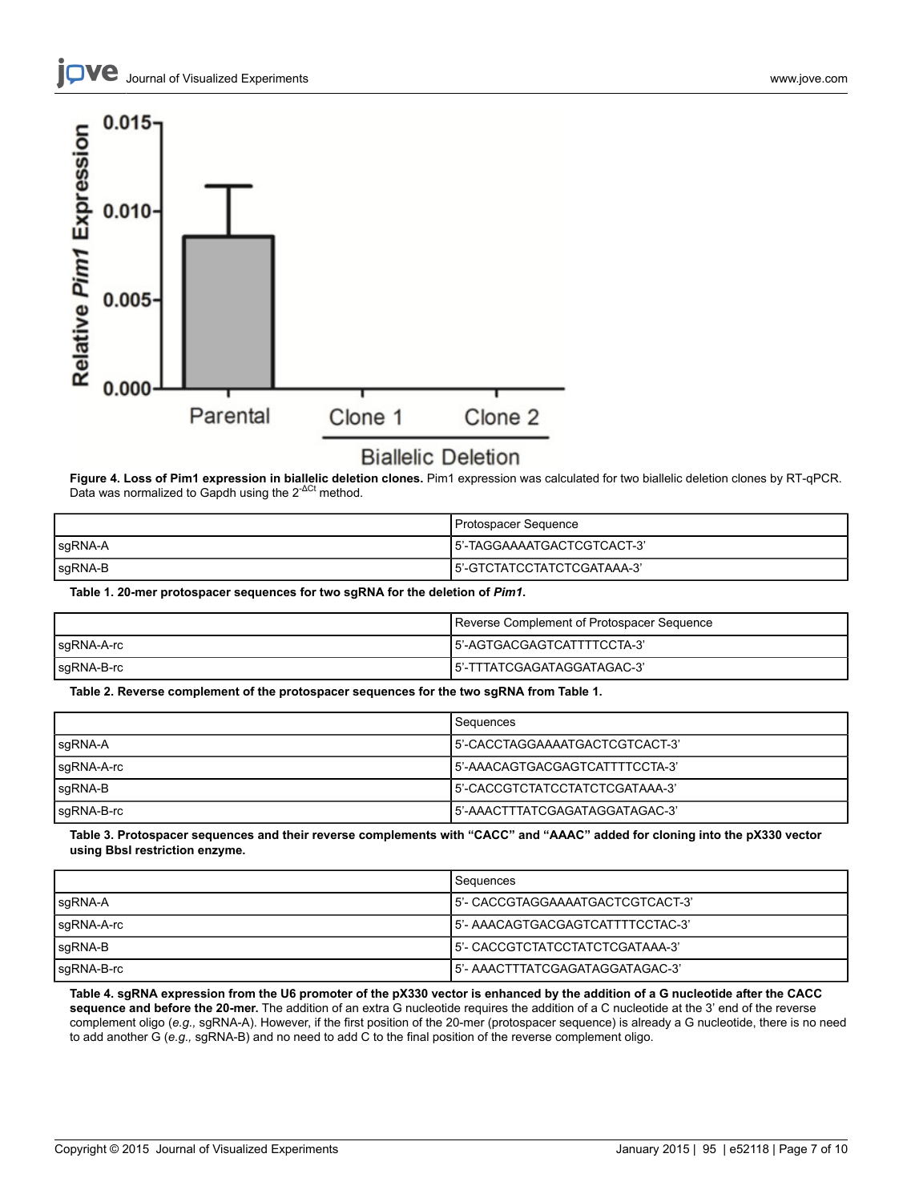**Figure 4. Loss of Pim1 expression in biallelic deletion clones.** Pim1 expression was calculated for two biallelic deletion clones by RT-qPCR. Data was normalized to Gapdh using the $2^{-\Delta Ct}$ method.

| | Protospacer Sequence |
|---|---|
| sgRNA-A | 5'-TAGGAAAATGACTCGTCACT-3' |
| sgRNA-B | 5'-GTCTATCCTATCTCGATAAA-3' |

**Table 1. 20-mer protospacer sequences for two sgRNA for the deletion of *Pim1*.**

| | Reverse Complement of Protospacer Sequence |
|---|---|
| sgRNA-A-rc | 5'-AGTGACGAGTCATTTTCCTA-3' |
| sgRNA-B-rc | 5'-TTTATCGAGATAGGATAGAC-3' |

**Table 2. Reverse complement of the protospacer sequences for the two sgRNA from Table 1.**

| | Sequences |
|---|---|
| sgRNA-A | 5'-CACCTAGGAAAATGACTCGTCACT-3' |
| sgRNA-A-rc | 5'-AAACAGTGACGAGTCATTTTCCTA-3' |
| sgRNA-B | 5'-CACCGTCTATCCTATCTCGATAAA-3' |
| sgRNA-B-rc | 5'-AAACTTTATCGAGATAGGATAGAC-3' |

**Table 3. Protospacer sequences and their reverse complements with "CACC" and "AAAC" added for cloning into the pX330 vector using BbsI restriction enzyme.**

| | Sequences |
|---|---|
| sgRNA-A | 5'- CACCGTAGGAAAATGACTCGTCACT-3' |
| sgRNA-A-rc | 5'- AAACAGTGACGAGTCATTTTCCTAC-3' |
| sgRNA-B | 5'- CACCGTCTATCCTATCTCGATAAA-3' |
| sgRNA-B-rc | 5'- AAACTTTATCGAGATAGGATAGAC-3' |

**Table 4. sgRNA expression from the U6 promoter of the pX330 vector is enhanced by the addition of a G nucleotide after the CACC sequence and before the 20-mer.** The addition of an extra G nucleotide requires the addition of a C nucleotide at the 3' end of the reverse complement oligo (*e.g.,* sgRNA-A). However, if the first position of the 20-mer (protospacer sequence) is already a G nucleotide, there is no need to add another G (*e.g.,* sgRNA-B) and no need to add C to the final position of the reverse complement oligo.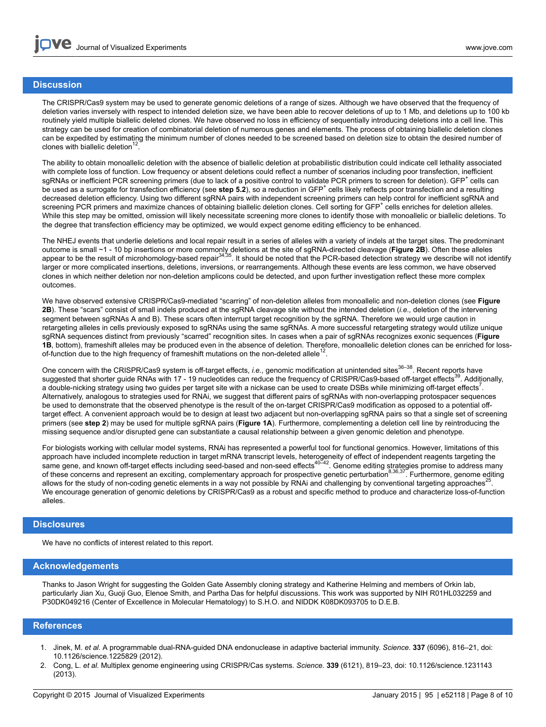## Discussion

The CRISPR/Cas9 system may be used to generate genomic deletions of a range of sizes. Although we have observed that the frequency of deletion varies inversely with respect to intended deletion size, we have been able to recover deletions of up to 1 Mb, and deletions up to 100 kb routinely yield multiple biallelic deleted clones. We have observed no loss in efficiency of sequentially introducing deletions into a cell line. This strategy can be used for creation of combinatorial deletion of numerous genes and elements. The process of obtaining biallelic deletion clones can be expedited by estimating the minimum number of clones needed to be screened based on deletion size to obtain the desired number of clones with biallelic deletion[12].

The ability to obtain monoallelic deletion with the absence of biallelic deletion at probabilistic distribution could indicate cell lethality associated with complete loss of function. Low frequency or absent deletions could reflect a number of scenarios including poor transfection, inefficient sgRNAs or inefficient PCR screening primers (due to lack of a positive control to validate PCR primers to screen for deletion). GFP$^+$ cells can be used as a surrogate for transfection efficiency (see **step 5.2**), so a reduction in GFP$^+$ cells likely reflects poor transfection and a resulting decreased deletion efficiency. Using two different sgRNA pairs with independent screening primers can help control for inefficient sgRNA and screening PCR primers and maximize chances of obtaining biallelic deletion clones. Cell sorting for GFP$^+$ cells enriches for deletion alleles. While this step may be omitted, omission will likely necessitate screening more clones to identify those with monoallelic or biallelic deletions. To the degree that transfection efficiency may be optimized, we would expect genome editing efficiency to be enhanced.

The NHEJ events that underlie deletions and local repair result in a series of alleles with a variety of indels at the target sites. The predominant outcome is small ~1 - 10 bp insertions or more commonly deletions at the site of sgRNA-directed cleavage (**Figure 2B**). Often these alleles appear to be the result of microhomology-based repair[34,35]. It should be noted that the PCR-based detection strategy we describe will not identify larger or more complicated insertions, deletions, inversions, or rearrangements. Although these events are less common, we have observed clones in which neither deletion nor non-deletion amplicons could be detected, and upon further investigation reflect these more complex outcomes.

We have observed extensive CRISPR/Cas9-mediated "scarring" of non-deletion alleles from monoallelic and non-deletion clones (see **Figure 2B**). These "scars" consist of small indels produced at the sgRNA cleavage site without the intended deletion (*i.e.,* deletion of the intervening segment between sgRNAs A and B). These scars often interrupt target recognition by the sgRNA. Therefore we would urge caution in retargeting alleles in cells previously exposed to sgRNAs using the same sgRNAs. A more successful retargeting strategy would utilize unique sgRNA sequences distinct from previously "scarred" recognition sites. In cases when a pair of sgRNAs recognizes exonic sequences (**Figure 1B**, bottom), frameshift alleles may be produced even in the absence of deletion. Therefore, monoallelic deletion clones can be enriched for loss-of-function due to the high frequency of frameshift mutations on the non-deleted allele[12].

One concern with the CRISPR/Cas9 system is off-target effects, *i.e.,* genomic modification at unintended sites[36–38]. Recent reports have suggested that shorter guide RNAs with 17 - 19 nucleotides can reduce the frequency of CRISPR/Cas9-based off-target effects[39]. Additionally, a double-nicking strategy using two guides per target site with a nickase can be used to create DSBs while minimizing off-target effects[7]. Alternatively, analogous to strategies used for RNAi, we suggest that different pairs of sgRNAs with non-overlapping protospacer sequences be used to demonstrate that the observed phenotype is the result of the on-target CRISPR/Cas9 modification as opposed to a potential off-target effect. A convenient approach would be to design at least two adjacent but non-overlapping sgRNA pairs so that a single set of screening primers (see **step 2**) may be used for multiple sgRNA pairs (**Figure 1A**). Furthermore, complementing a deletion cell line by reintroducing the missing sequence and/or disrupted gene can substantiate a causal relationship between a given genomic deletion and phenotype.

For biologists working with cellular model systems, RNAi has represented a powerful tool for functional genomics. However, limitations of this approach have included incomplete reduction in target mRNA transcript levels, heterogeneity of effect of independent reagents targeting the same gene, and known off-target effects including seed-based and non-seed effects[40–42]. Genome editing strategies promise to address many of these concerns and represent an exciting, complementary approach for prospective genetic perturbation[8,36,37]. Furthermore, genome editing allows for the study of non-coding genetic elements in a way not possible by RNAi and challenging by conventional targeting approaches[25]. We encourage generation of genomic deletions by CRISPR/Cas9 as a robust and specific method to produce and characterize loss-of-function alleles.

## Disclosures

We have no conflicts of interest related to this report.

## Acknowledgements

Thanks to Jason Wright for suggesting the Golden Gate Assembly cloning strategy and Katherine Helming and members of Orkin lab, particularly Jian Xu, Guoji Guo, Elenoe Smith, and Partha Das for helpful discussions. This work was supported by NIH R01HL032259 and P30DK049216 (Center of Excellence in Molecular Hematology) to S.H.O. and NIDDK K08DK093705 to D.E.B.

## References

1. Jinek, M. *et al.* A programmable dual-RNA-guided DNA endonuclease in adaptive bacterial immunity. *Science.* **337** (6096), 816–21, doi: 10.1126/science.1225829 (2012).
2. Cong, L. *et al.* Multiplex genome engineering using CRISPR/Cas systems. *Science.* **339** (6121), 819–23, doi: 10.1126/science.1231143 (2013).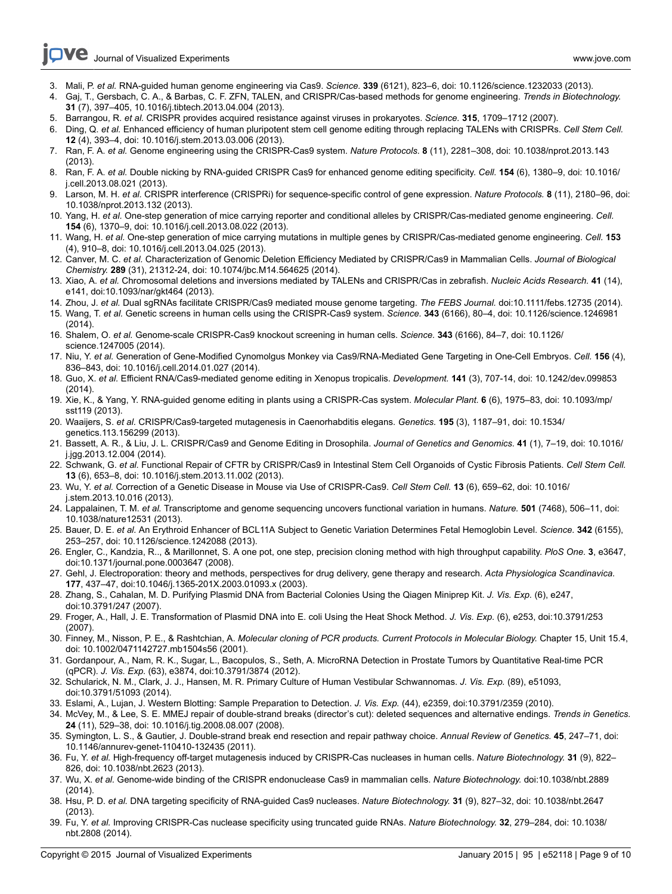3. Mali, P. *et al.* RNA-guided human genome engineering via Cas9. *Science.* **339** (6121), 823–6, doi: 10.1126/science.1232033 (2013).
4. Gaj, T., Gersbach, C. A., & Barbas, C. F. ZFN, TALEN, and CRISPR/Cas-based methods for genome engineering. *Trends in Biotechnology.* **31** (7), 397–405, 10.1016/j.tibtech.2013.04.004 (2013).
5. Barrangou, R. *et al.* CRISPR provides acquired resistance against viruses in prokaryotes. *Science.* **315**, 1709–1712 (2007).
6. Ding, Q. *et al.* Enhanced efficiency of human pluripotent stem cell genome editing through replacing TALENs with CRISPRs. *Cell Stem Cell.* **12** (4), 393–4, doi: 10.1016/j.stem.2013.03.006 (2013).
7. Ran, F. A. *et al.* Genome engineering using the CRISPR-Cas9 system. *Nature Protocols.* **8** (11), 2281–308, doi: 10.1038/nprot.2013.143 (2013).
8. Ran, F. A. *et al.* Double nicking by RNA-guided CRISPR Cas9 for enhanced genome editing specificity. *Cell.* **154** (6), 1380–9, doi: 10.1016/j.cell.2013.08.021 (2013).
9. Larson, M. H. *et al.* CRISPR interference (CRISPRi) for sequence-specific control of gene expression. *Nature Protocols.* **8** (11), 2180–96, doi: 10.1038/nprot.2013.132 (2013).
10. Yang, H. *et al.* One-step generation of mice carrying reporter and conditional alleles by CRISPR/Cas-mediated genome engineering. *Cell.* **154** (6), 1370–9, doi: 10.1016/j.cell.2013.08.022 (2013).
11. Wang, H. *et al.* One-step generation of mice carrying mutations in multiple genes by CRISPR/Cas-mediated genome engineering. *Cell.* **153** (4), 910–8, doi: 10.1016/j.cell.2013.04.025 (2013).
12. Canver, M. C. *et al.* Characterization of Genomic Deletion Efficiency Mediated by CRISPR/Cas9 in Mammalian Cells. *Journal of Biological Chemistry.* **289** (31), 21312-24, doi: 10.1074/jbc.M14.564625 (2014).
13. Xiao, A. *et al.* Chromosomal deletions and inversions mediated by TALENs and CRISPR/Cas in zebrafish. *Nucleic Acids Research.* **41** (14), e141, doi:10.1093/nar/gkt464 (2013).
14. Zhou, J. *et al.* Dual sgRNAs facilitate CRISPR/Cas9 mediated mouse genome targeting. *The FEBS Journal.* doi:10.1111/febs.12735 (2014).
15. Wang, T. *et al.* Genetic screens in human cells using the CRISPR-Cas9 system. *Science.* **343** (6166), 80–4, doi: 10.1126/science.1246981 (2014).
16. Shalem, O. *et al.* Genome-scale CRISPR-Cas9 knockout screening in human cells. *Science.* **343** (6166), 84–7, doi: 10.1126/science.1247005 (2014).
17. Niu, Y. *et al.* Generation of Gene-Modified Cynomolgus Monkey via Cas9/RNA-Mediated Gene Targeting in One-Cell Embryos. *Cell.* **156** (4), 836–843, doi: 10.1016/j.cell.2014.01.027 (2014).
18. Guo, X. *et al.* Efficient RNA/Cas9-mediated genome editing in Xenopus tropicalis. *Development.* **141** (3), 707-14, doi: 10.1242/dev.099853 (2014).
19. Xie, K., & Yang, Y. RNA-guided genome editing in plants using a CRISPR-Cas system. *Molecular Plant.* **6** (6), 1975–83, doi: 10.1093/mp/sst119 (2013).
20. Waaijers, S. *et al.* CRISPR/Cas9-targeted mutagenesis in Caenorhabditis elegans. *Genetics.* **195** (3), 1187–91, doi: 10.1534/genetics.113.156299 (2013).
21. Bassett, A. R., & Liu, J. L. CRISPR/Cas9 and Genome Editing in Drosophila. *Journal of Genetics and Genomics.* **41** (1), 7–19, doi: 10.1016/j.jgg.2013.12.004 (2014).
22. Schwank, G. *et al.* Functional Repair of CFTR by CRISPR/Cas9 in Intestinal Stem Cell Organoids of Cystic Fibrosis Patients. *Cell Stem Cell.* **13** (6), 653–8, doi: 10.1016/j.stem.2013.11.002 (2013).
23. Wu, Y. *et al.* Correction of a Genetic Disease in Mouse via Use of CRISPR-Cas9. *Cell Stem Cell.* **13** (6), 659–62, doi: 10.1016/j.stem.2013.10.016 (2013).
24. Lappalainen, T. M. *et al.* Transcriptome and genome sequencing uncovers functional variation in humans. *Nature.* **501** (7468), 506–11, doi: 10.1038/nature12531 (2013).
25. Bauer, D. E. *et al.* An Erythroid Enhancer of BCL11A Subject to Genetic Variation Determines Fetal Hemoglobin Level. *Science.* **342** (6155), 253–257, doi: 10.1126/science.1242088 (2013).
26. Engler, C., Kandzia, R.., & Marillonnet, S. A one pot, one step, precision cloning method with high throughput capability. *PloS One.* **3**, e3647, doi:10.1371/journal.pone.0003647 (2008).
27. Gehl, J. Electroporation: theory and methods, perspectives for drug delivery, gene therapy and research. *Acta Physiologica Scandinavica.* **177**, 437–47, doi:10.1046/j.1365-201X.2003.01093.x (2003).
28. Zhang, S., Cahalan, M. D. Purifying Plasmid DNA from Bacterial Colonies Using the Qiagen Miniprep Kit. *J. Vis. Exp.* (6), e247, doi:10.3791/247 (2007).
29. Froger, A., Hall, J. E. Transformation of Plasmid DNA into E. coli Using the Heat Shock Method. *J. Vis. Exp.* (6), e253, doi:10.3791/253 (2007).
30. Finney, M., Nisson, P. E., & Rashtchian, A. *Molecular cloning of PCR products. Current Protocols in Molecular Biology.* Chapter 15, Unit 15.4, doi: 10.1002/0471142727.mb1504s56 (2001).
31. Gordanpour, A., Nam, R. K., Sugar, L., Bacopulos, S., Seth, A. MicroRNA Detection in Prostate Tumors by Quantitative Real-time PCR (qPCR). *J. Vis. Exp.* (63), e3874, doi:10.3791/3874 (2012).
32. Schularick, N. M., Clark, J. J., Hansen, M. R. Primary Culture of Human Vestibular Schwannomas. *J. Vis. Exp.* (89), e51093, doi:10.3791/51093 (2014).
33. Eslami, A., Lujan, J. Western Blotting: Sample Preparation to Detection. *J. Vis. Exp.* (44), e2359, doi:10.3791/2359 (2010).
34. McVey, M., & Lee, S. E. MMEJ repair of double-strand breaks (director's cut): deleted sequences and alternative endings. *Trends in Genetics.* **24** (11), 529–38, doi: 10.1016/j.tig.2008.08.007 (2008).
35. Symington, L. S., & Gautier, J. Double-strand break end resection and repair pathway choice. *Annual Review of Genetics.* **45**, 247–71, doi: 10.1146/annurev-genet-110410-132435 (2011).
36. Fu, Y. *et al.* High-frequency off-target mutagenesis induced by CRISPR-Cas nucleases in human cells. *Nature Biotechnology.* **31** (9), 822–826, doi: 10.1038/nbt.2623 (2013).
37. Wu, X. *et al.* Genome-wide binding of the CRISPR endonuclease Cas9 in mammalian cells. *Nature Biotechnology.* doi:10.1038/nbt.2889 (2014).
38. Hsu, P. D. *et al.* DNA targeting specificity of RNA-guided Cas9 nucleases. *Nature Biotechnology.* **31** (9), 827–32, doi: 10.1038/nbt.2647 (2013).
39. Fu, Y. *et al.* Improving CRISPR-Cas nuclease specificity using truncated guide RNAs. *Nature Biotechnology.* **32**, 279–284, doi: 10.1038/nbt.2808 (2014).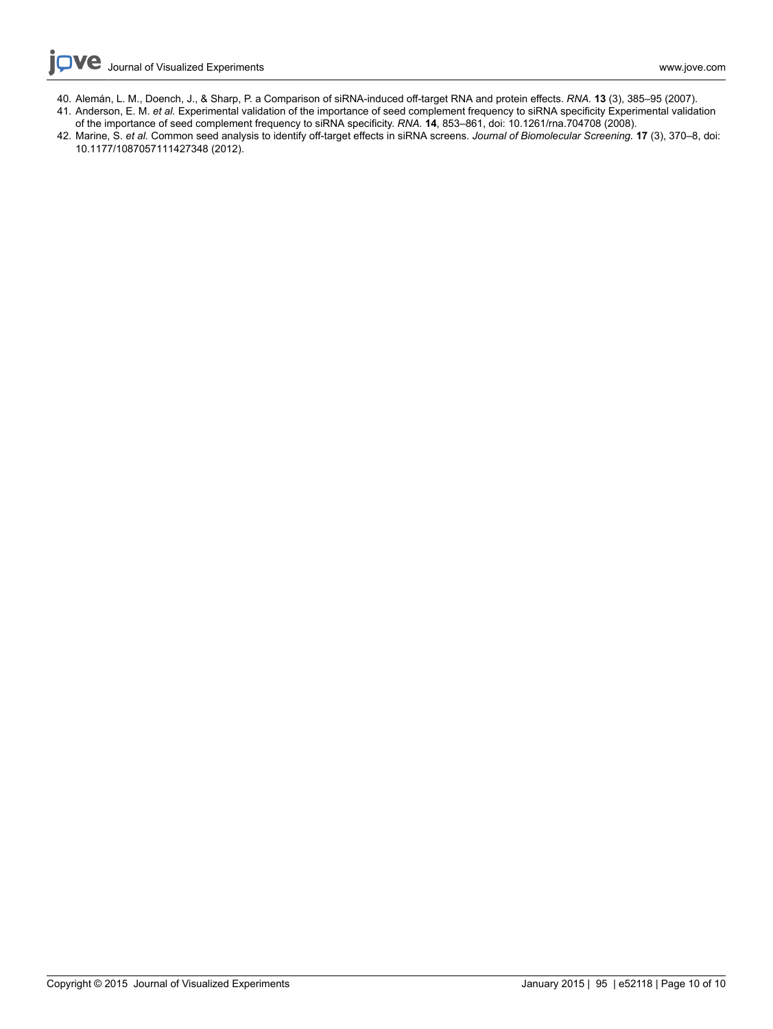40. Alemán, L. M., Doench, J., & Sharp, P. a Comparison of siRNA-induced off-target RNA and protein effects. *RNA.* **13** (3), 385–95 (2007).
41. Anderson, E. M. *et al.* Experimental validation of the importance of seed complement frequency to siRNA specificity Experimental validation of the importance of seed complement frequency to siRNA specificity. *RNA.* **14**, 853–861, doi: 10.1261/rna.704708 (2008).
42. Marine, S. *et al.* Common seed analysis to identify off-target effects in siRNA screens. *Journal of Biomolecular Screening.* **17** (3), 370–8, doi: 10.1177/1087057111427348 (2012).